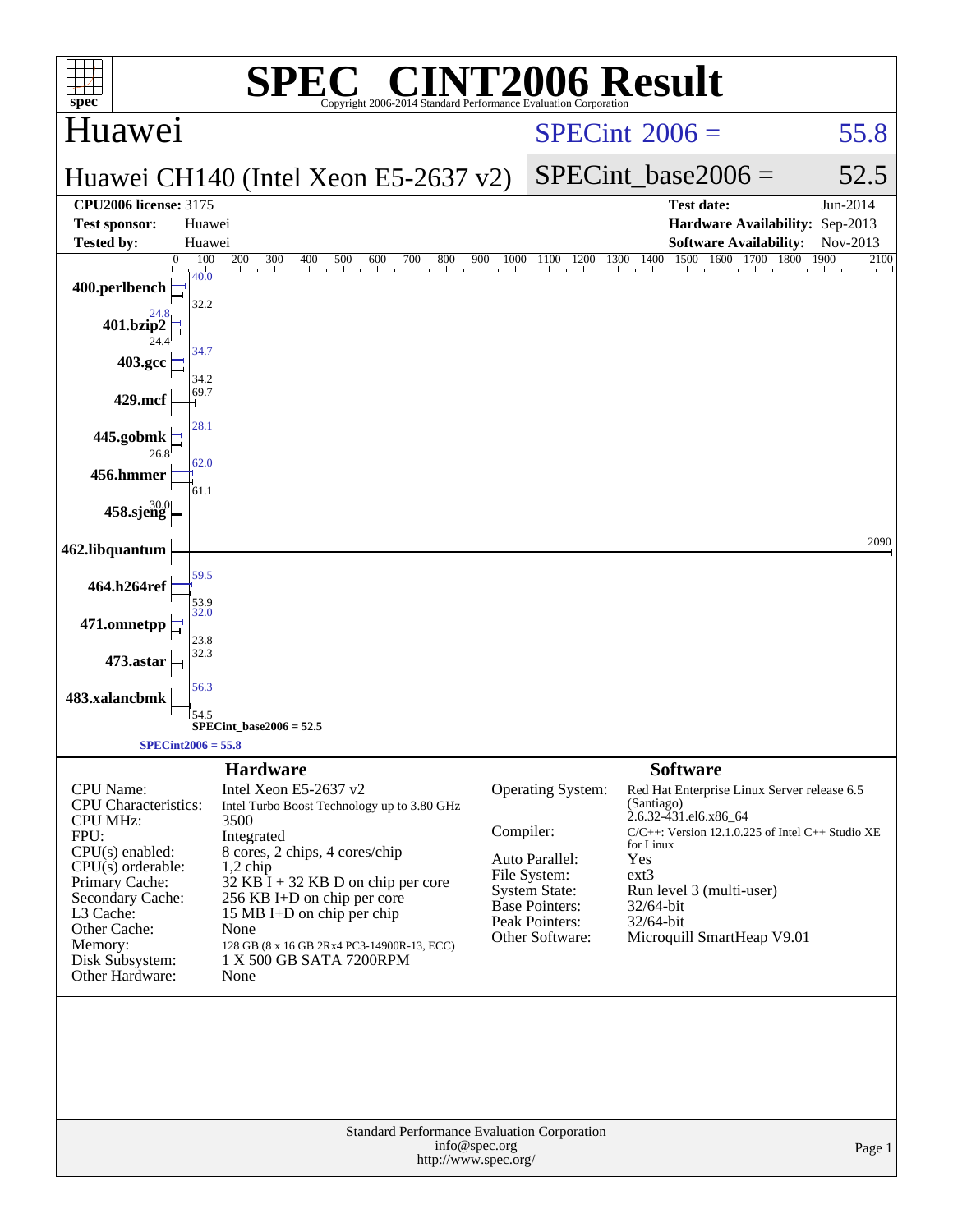# SPEC® CINT2006 Result

Copyright 2006-2014 Standard Performance Evaluation Corporation

## Huawei

**Huawei CH140 (Intel Xeon E5-2637 v2)**

SPECint 2006 = 55.8

SPECint_base2006 = 52.5

| | | | |
|---|---|---|---|
| **CPU2006 license:** 3175 | | **Test date:** | Jun-2014 |
| **Test sponsor:** | Huawei | **Hardware Availability:** | Sep-2013 |
| **Tested by:** | Huawei | **Software Availability:** | Nov-2013 |

| Benchmark | Peak | Base |
|---|---|---|
| 400.perlbench | 40.0 | 32.2 |
| 401.bzip2 | 24.8 | 24.4 |
| 403.gcc | 34.7 | 34.2 |
| 429.mcf | 69.7 | 69.7 |
| 445.gobmk | 28.1 | 26.8 |
| 456.hmmer | 62.0 | 61.1 |
| 458.sjeng | 30.0 | 30.0 |
| 462.libquantum | 2090 | 2090 |
| 464.h264ref | 59.5 | 53.9 |
| 471.omnetpp | 32.0 | 23.8 |
| 473.astar | 32.3 | 32.3 |
| 483.xalancbmk | 56.3 | 54.5 |

SPECint_base2006 = 52.5

SPECint2006 = 55.8

## Hardware

| | |
|---|---|
| CPU Name: | Intel Xeon E5-2637 v2 |
| CPU Characteristics: | Intel Turbo Boost Technology up to 3.80 GHz |
| CPU MHz: | 3500 |
| FPU: | Integrated |
| CPU(s) enabled: | 8 cores, 2 chips, 4 cores/chip |
| CPU(s) orderable: | 1,2 chip |
| Primary Cache: | 32 KB I + 32 KB D on chip per core |
| Secondary Cache: | 256 KB I+D on chip per core |
| L3 Cache: | 15 MB I+D on chip per chip |
| Other Cache: | None |
| Memory: | 128 GB (8 x 16 GB 2Rx4 PC3-14900R-13, ECC) |
| Disk Subsystem: | 1 X 500 GB SATA 7200RPM |
| Other Hardware: | None |

## Software

| | |
|---|---|
| Operating System: | Red Hat Enterprise Linux Server release 6.5 (Santiago) 2.6.32-431.el6.x86_64 |
| Compiler: | C/C++: Version 12.1.0.225 of Intel C++ Studio XE for Linux |
| Auto Parallel: | Yes |
| File System: | ext3 |
| System State: | Run level 3 (multi-user) |
| Base Pointers: | 32/64-bit |
| Peak Pointers: | 32/64-bit |
| Other Software: | Microquill SmartHeap V9.01 |

Standard Performance Evaluation Corporation
info@spec.org
http://www.spec.org/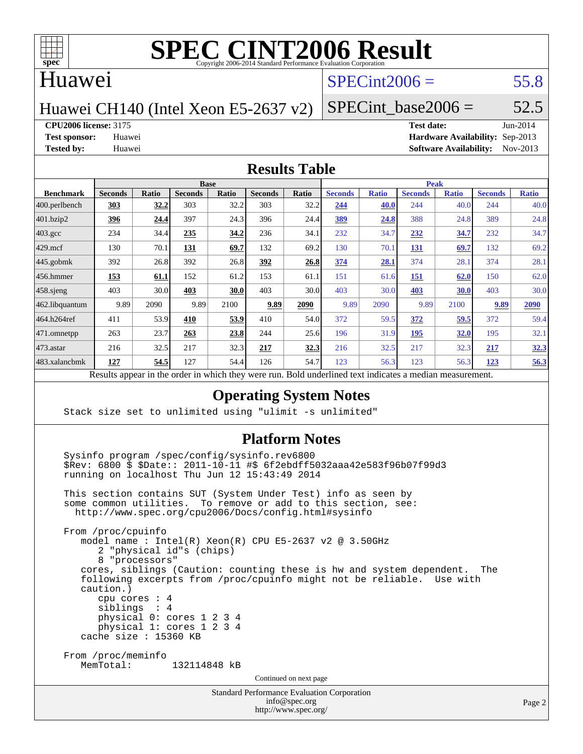# SPEC CINT2006 Result

Copyright 2006-2014 Standard Performance Evaluation Corporation

## Huawei

Huawei CH140 (Intel Xeon E5-2637 v2)

SPECint2006 = 55.8

SPECint_base2006 = 52.5

**CPU2006 license:** 3175
**Test sponsor:** Huawei
**Tested by:** Huawei

**Test date:** Jun-2014
**Hardware Availability:** Sep-2013
**Software Availability:** Nov-2013

## Results Table

| Benchmark | Base | | | | | | Peak | | | | | |
|---|---|---|---|---|---|---|---|---|---|---|---|---|
| | Seconds | Ratio | Seconds | Ratio | Seconds | Ratio | Seconds | Ratio | Seconds | Ratio | Seconds | Ratio |
| 400.perlbench | **303** | **32.2** | 303 | 32.2 | 303 | 32.2 | **244** | **40.0** | 244 | 40.0 | 244 | 40.0 |
| 401.bzip2 | **396** | **24.4** | 397 | 24.3 | 396 | 24.4 | **389** | **24.8** | 388 | 24.8 | 389 | 24.8 |
| 403.gcc | 234 | 34.4 | **235** | **34.2** | 236 | 34.1 | 232 | 34.7 | **232** | **34.7** | 232 | 34.7 |
| 429.mcf | 130 | 70.1 | **131** | **69.7** | 132 | 69.2 | 130 | 70.1 | **131** | **69.7** | 132 | 69.2 |
| 445.gobmk | 392 | 26.8 | 392 | 26.8 | **392** | **26.8** | **374** | **28.1** | 374 | 28.1 | 374 | 28.1 |
| 456.hmmer | **153** | **61.1** | 152 | 61.2 | 153 | 61.1 | 151 | 61.6 | **151** | **62.0** | 150 | 62.0 |
| 458.sjeng | 403 | 30.0 | **403** | **30.0** | 403 | 30.0 | 403 | 30.0 | **403** | **30.0** | 403 | 30.0 |
| 462.libquantum | 9.89 | 2090 | 9.89 | 2100 | **9.89** | **2090** | 9.89 | 2090 | 9.89 | 2100 | **9.89** | **2090** |
| 464.h264ref | 411 | 53.9 | **410** | **53.9** | 410 | 54.0 | 372 | 59.5 | **372** | **59.5** | 372 | 59.4 |
| 471.omnetpp | 263 | 23.7 | **263** | **23.8** | 244 | 25.6 | 196 | 31.9 | **195** | **32.0** | 195 | 32.1 |
| 473.astar | 216 | 32.5 | 217 | 32.3 | **217** | **32.3** | 216 | 32.5 | 217 | 32.3 | **217** | **32.3** |
| 483.xalancbmk | **127** | **54.5** | 127 | 54.4 | 126 | 54.7 | 123 | 56.3 | 123 | 56.3 | **123** | **56.3** |

Results appear in the order in which they were run. Bold underlined text indicates a median measurement.

## Operating System Notes

```
Stack size set to unlimited using "ulimit -s unlimited"
```

## Platform Notes

```
Sysinfo program /spec/config/sysinfo.rev6800
$Rev: 6800 $ $Date:: 2011-10-11 #$ 6f2ebdff5032aaa42e583f96b07f99d3
running on localhost Thu Jun 12 15:43:49 2014

This section contains SUT (System Under Test) info as seen by
some common utilities.  To remove or add to this section, see:
  http://www.spec.org/cpu2006/Docs/config.html#sysinfo

From /proc/cpuinfo
   model name : Intel(R) Xeon(R) CPU E5-2637 v2 @ 3.50GHz
      2 "physical id"s (chips)
      8 "processors"
   cores, siblings (Caution: counting these is hw and system dependent.  The
   following excerpts from /proc/cpuinfo might not be reliable.  Use with
   caution.)
      cpu cores : 4
      siblings  : 4
      physical 0: cores 1 2 3 4
      physical 1: cores 1 2 3 4
   cache size : 15360 KB

From /proc/meminfo
   MemTotal:       132114848 kB
```

Continued on next page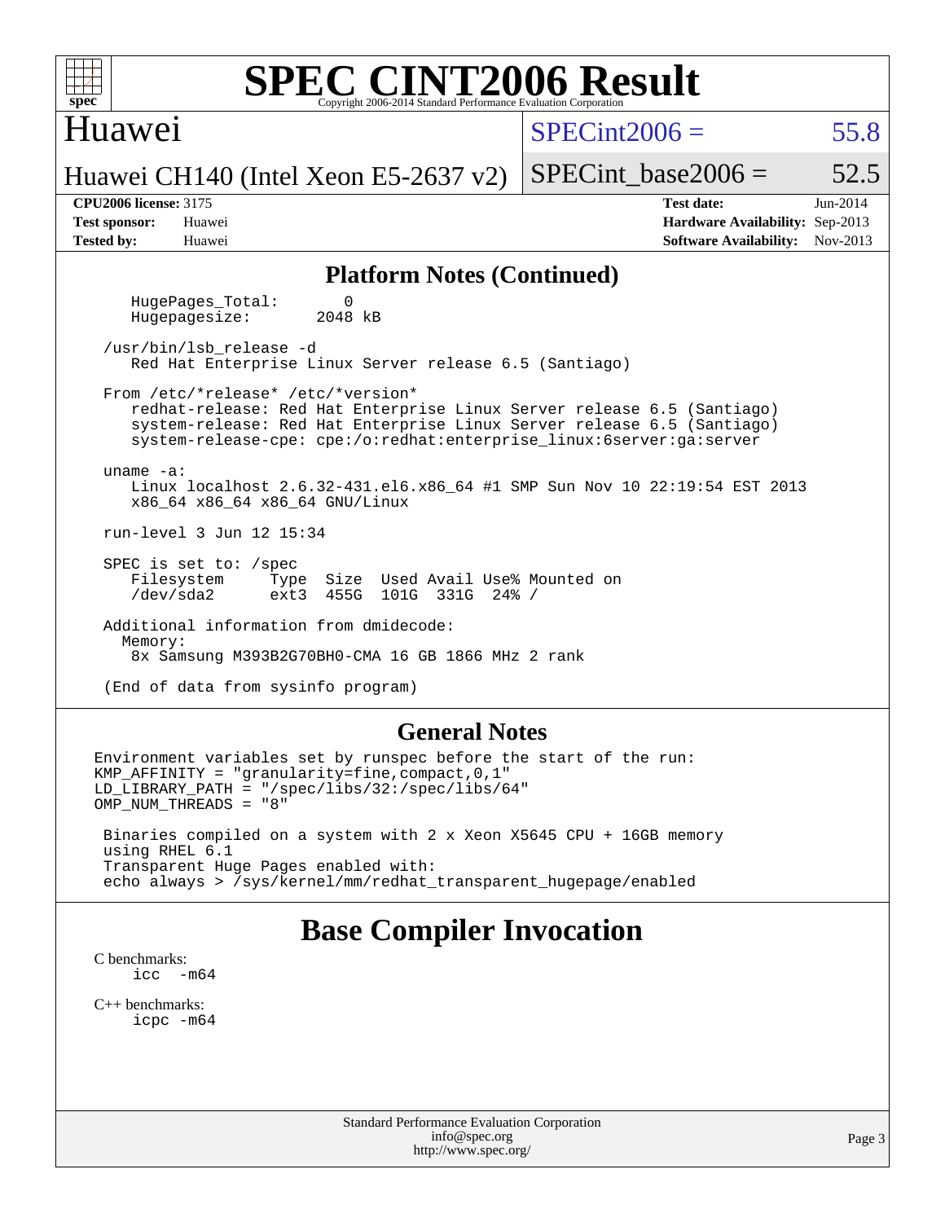# SPEC CINT2006 Result

Copyright 2006-2014 Standard Performance Evaluation Corporation

## Huawei

Huawei CH140 (Intel Xeon E5-2637 v2)

SPECint2006 = 55.8

SPECint_base2006 = 52.5

**CPU2006 license:** 3175
**Test sponsor:** Huawei
**Tested by:** Huawei

**Test date:** Jun-2014
**Hardware Availability:** Sep-2013
**Software Availability:** Nov-2013

### Platform Notes (Continued)

```
    HugePages_Total:       0
    Hugepagesize:       2048 kB

 /usr/bin/lsb_release -d
    Red Hat Enterprise Linux Server release 6.5 (Santiago)

 From /etc/*release* /etc/*version*
    redhat-release: Red Hat Enterprise Linux Server release 6.5 (Santiago)
    system-release: Red Hat Enterprise Linux Server release 6.5 (Santiago)
    system-release-cpe: cpe:/o:redhat:enterprise_linux:6server:ga:server

 uname -a:
    Linux localhost 2.6.32-431.el6.x86_64 #1 SMP Sun Nov 10 22:19:54 EST 2013
    x86_64 x86_64 x86_64 GNU/Linux

 run-level 3 Jun 12 15:34

 SPEC is set to: /spec
    Filesystem     Type  Size  Used Avail Use% Mounted on
    /dev/sda2      ext3  455G  101G  331G  24% /

 Additional information from dmidecode:
   Memory:
    8x Samsung M393B2G70BH0-CMA 16 GB 1866 MHz 2 rank

 (End of data from sysinfo program)
```

### General Notes

```
Environment variables set by runspec before the start of the run:
KMP_AFFINITY = "granularity=fine,compact,0,1"
LD_LIBRARY_PATH = "/spec/libs/32:/spec/libs/64"
OMP_NUM_THREADS = "8"

 Binaries compiled on a system with 2 x Xeon X5645 CPU + 16GB memory
 using RHEL 6.1
 Transparent Huge Pages enabled with:
 echo always > /sys/kernel/mm/redhat_transparent_hugepage/enabled
```

## Base Compiler Invocation

C benchmarks:
    icc -m64

C++ benchmarks:
    icpc -m64

Standard Performance Evaluation Corporation
info@spec.org
http://www.spec.org/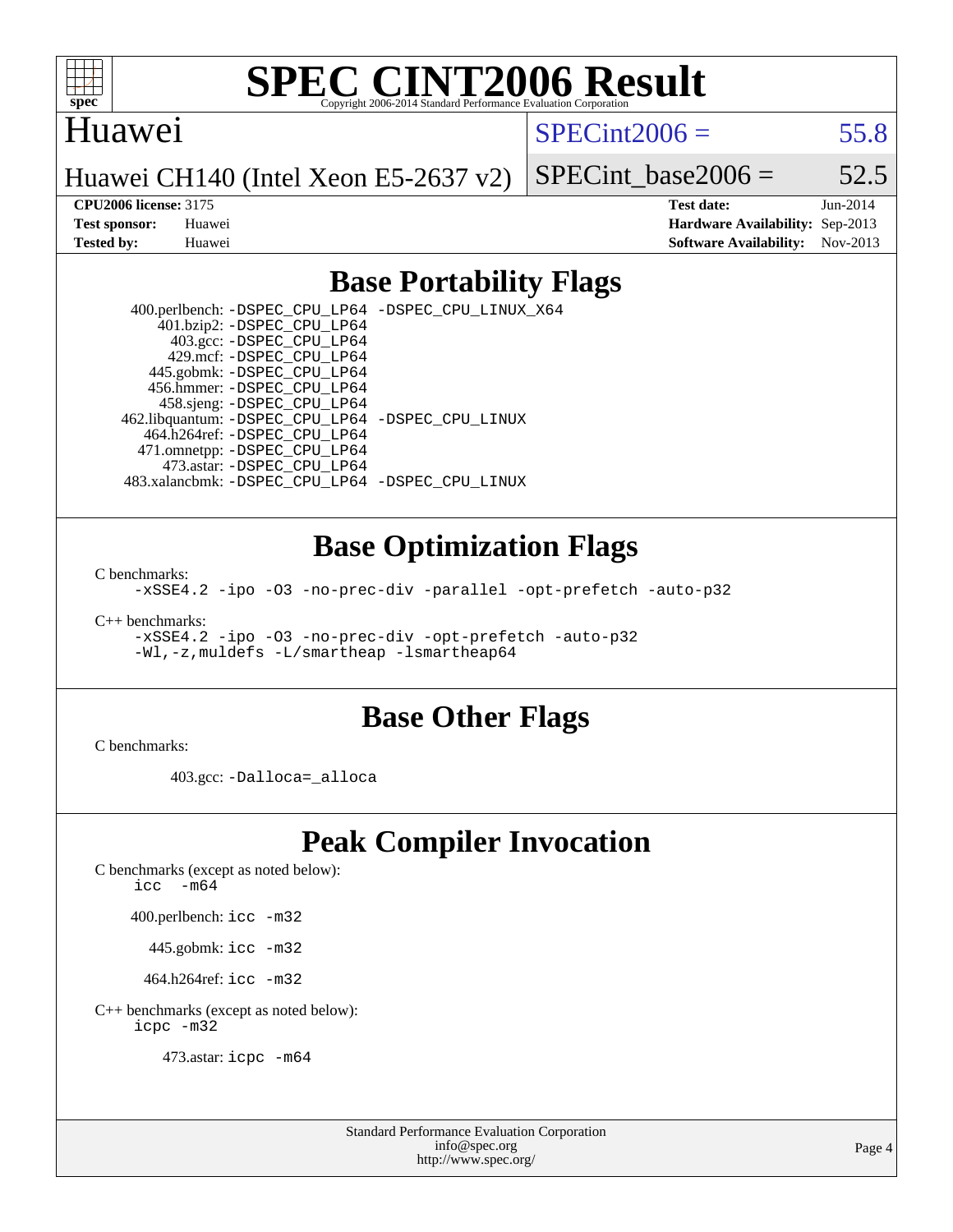# SPEC CINT2006 Result

Copyright 2006-2014 Standard Performance Evaluation Corporation

## Huawei

Huawei CH140 (Intel Xeon E5-2637 v2)

SPECint2006 = 55.8

SPECint_base2006 = 52.5

**CPU2006 license:** 3175
**Test sponsor:** Huawei
**Tested by:** Huawei

**Test date:** Jun-2014
**Hardware Availability:** Sep-2013
**Software Availability:** Nov-2013

## Base Portability Flags

400.perlbench: -DSPEC_CPU_LP64 -DSPEC_CPU_LINUX_X64
401.bzip2: -DSPEC_CPU_LP64
403.gcc: -DSPEC_CPU_LP64
429.mcf: -DSPEC_CPU_LP64
445.gobmk: -DSPEC_CPU_LP64
456.hmmer: -DSPEC_CPU_LP64
458.sjeng: -DSPEC_CPU_LP64
462.libquantum: -DSPEC_CPU_LP64 -DSPEC_CPU_LINUX
464.h264ref: -DSPEC_CPU_LP64
471.omnetpp: -DSPEC_CPU_LP64
473.astar: -DSPEC_CPU_LP64
483.xalancbmk: -DSPEC_CPU_LP64 -DSPEC_CPU_LINUX

## Base Optimization Flags

C benchmarks:
-xSSE4.2 -ipo -O3 -no-prec-div -parallel -opt-prefetch -auto-p32

C++ benchmarks:
-xSSE4.2 -ipo -O3 -no-prec-div -opt-prefetch -auto-p32
-Wl,-z,muldefs -L/smartheap -lsmartheap64

## Base Other Flags

C benchmarks:

403.gcc: -Dalloca=_alloca

## Peak Compiler Invocation

C benchmarks (except as noted below):
icc -m64

400.perlbench: icc -m32

445.gobmk: icc -m32

464.h264ref: icc -m32

C++ benchmarks (except as noted below):
icpc -m32

473.astar: icpc -m64

Standard Performance Evaluation Corporation
info@spec.org
http://www.spec.org/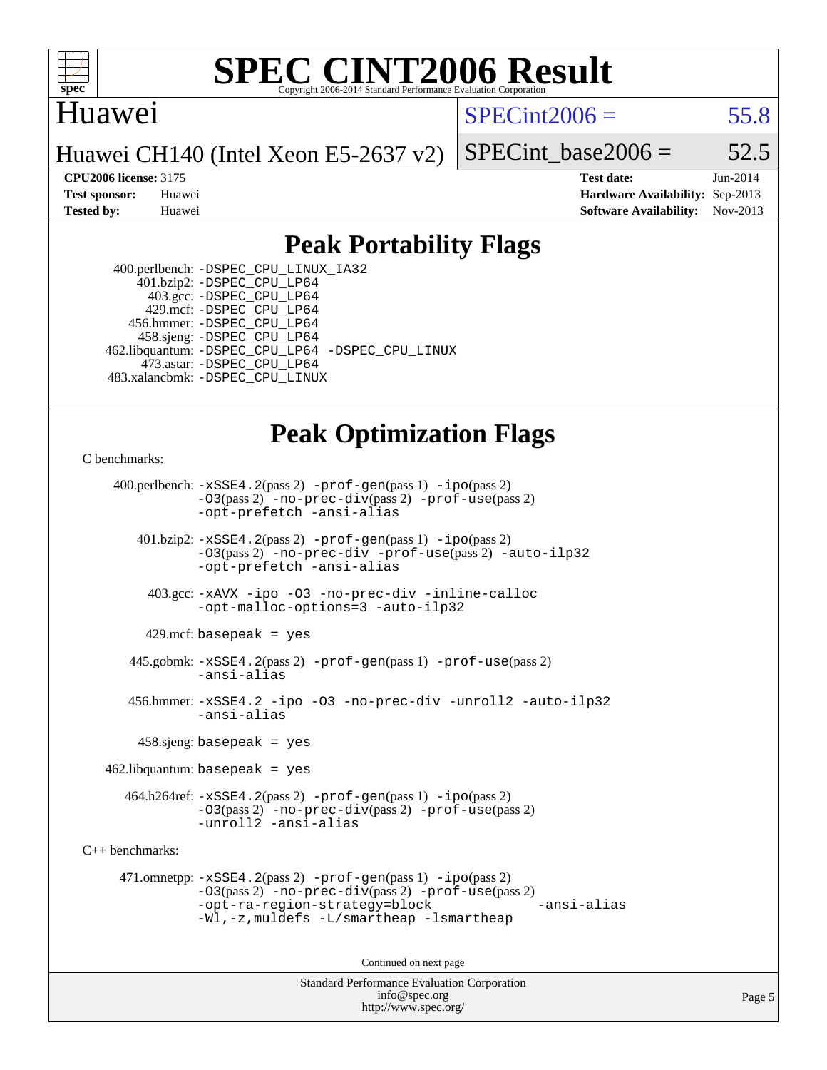# SPEC CINT2006 Result

Copyright 2006-2014 Standard Performance Evaluation Corporation

Huawei

Huawei CH140 (Intel Xeon E5-2637 v2)

SPECint2006 = 55.8

SPECint_base2006 = 52.5

**CPU2006 license:** 3175

**Test sponsor:** Huawei

**Tested by:** Huawei

**Test date:** Jun-2014

**Hardware Availability:** Sep-2013

**Software Availability:** Nov-2013

## Peak Portability Flags

400.perlbench: -DSPEC_CPU_LINUX_IA32
401.bzip2: -DSPEC_CPU_LP64
403.gcc: -DSPEC_CPU_LP64
429.mcf: -DSPEC_CPU_LP64
456.hmmer: -DSPEC_CPU_LP64
458.sjeng: -DSPEC_CPU_LP64
462.libquantum: -DSPEC_CPU_LP64 -DSPEC_CPU_LINUX
473.astar: -DSPEC_CPU_LP64
483.xalancbmk: -DSPEC_CPU_LINUX

## Peak Optimization Flags

C benchmarks:

400.perlbench: -xSSE4.2(pass 2) -prof-gen(pass 1) -ipo(pass 2) -O3(pass 2) -no-prec-div(pass 2) -prof-use(pass 2) -opt-prefetch -ansi-alias

401.bzip2: -xSSE4.2(pass 2) -prof-gen(pass 1) -ipo(pass 2) -O3(pass 2) -no-prec-div -prof-use(pass 2) -auto-ilp32 -opt-prefetch -ansi-alias

403.gcc: -xAVX -ipo -O3 -no-prec-div -inline-calloc -opt-malloc-options=3 -auto-ilp32

429.mcf: basepeak = yes

445.gobmk: -xSSE4.2(pass 2) -prof-gen(pass 1) -prof-use(pass 2) -ansi-alias

456.hmmer: -xSSE4.2 -ipo -O3 -no-prec-div -unroll2 -auto-ilp32 -ansi-alias

458.sjeng: basepeak = yes

462.libquantum: basepeak = yes

464.h264ref: -xSSE4.2(pass 2) -prof-gen(pass 1) -ipo(pass 2) -O3(pass 2) -no-prec-div(pass 2) -prof-use(pass 2) -unroll2 -ansi-alias

C++ benchmarks:

471.omnetpp: -xSSE4.2(pass 2) -prof-gen(pass 1) -ipo(pass 2) -O3(pass 2) -no-prec-div(pass 2) -prof-use(pass 2) -opt-ra-region-strategy=block -ansi-alias -Wl,-z,muldefs -L/smartheap -lsmartheap

Continued on next page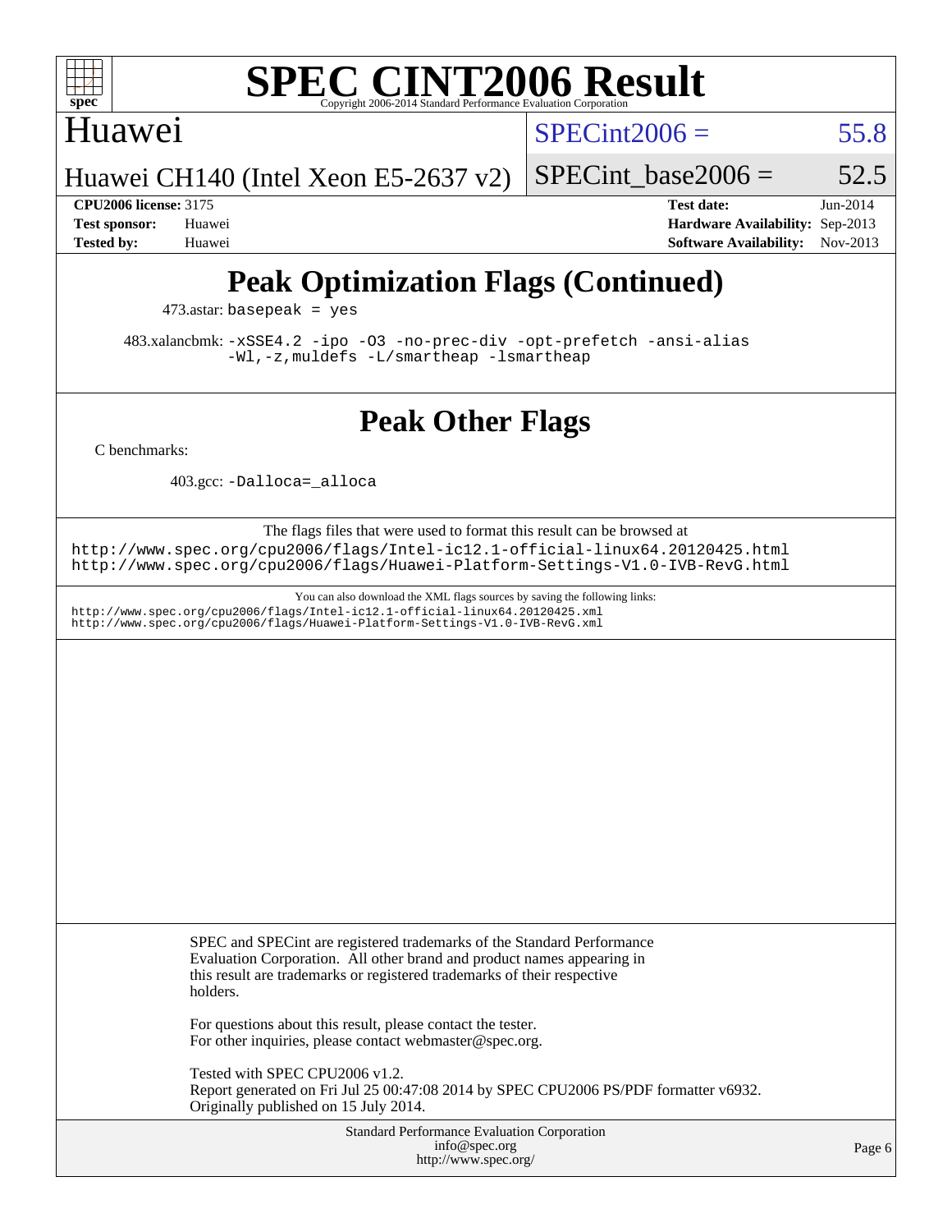## Peak Optimization Flags (Continued)

473.astar: basepeak = yes

483.xalancbmk: -xSSE4.2 -ipo -O3 -no-prec-div -opt-prefetch -ansi-alias -Wl,-z,muldefs -L/smartheap -lsmartheap

## Peak Other Flags

C benchmarks:

403.gcc: -Dalloca=_alloca

The flags files that were used to format this result can be browsed at
http://www.spec.org/cpu2006/flags/Intel-ic12.1-official-linux64.20120425.html
http://www.spec.org/cpu2006/flags/Huawei-Platform-Settings-V1.0-IVB-RevG.html

You can also download the XML flags sources by saving the following links:
http://www.spec.org/cpu2006/flags/Intel-ic12.1-official-linux64.20120425.xml
http://www.spec.org/cpu2006/flags/Huawei-Platform-Settings-V1.0-IVB-RevG.xml

SPEC and SPECint are registered trademarks of the Standard Performance Evaluation Corporation. All other brand and product names appearing in this result are trademarks or registered trademarks of their respective holders.

For questions about this result, please contact the tester.
For other inquiries, please contact webmaster@spec.org.

Tested with SPEC CPU2006 v1.2.
Report generated on Fri Jul 25 00:47:08 2014 by SPEC CPU2006 PS/PDF formatter v6932.
Originally published on 15 July 2014.